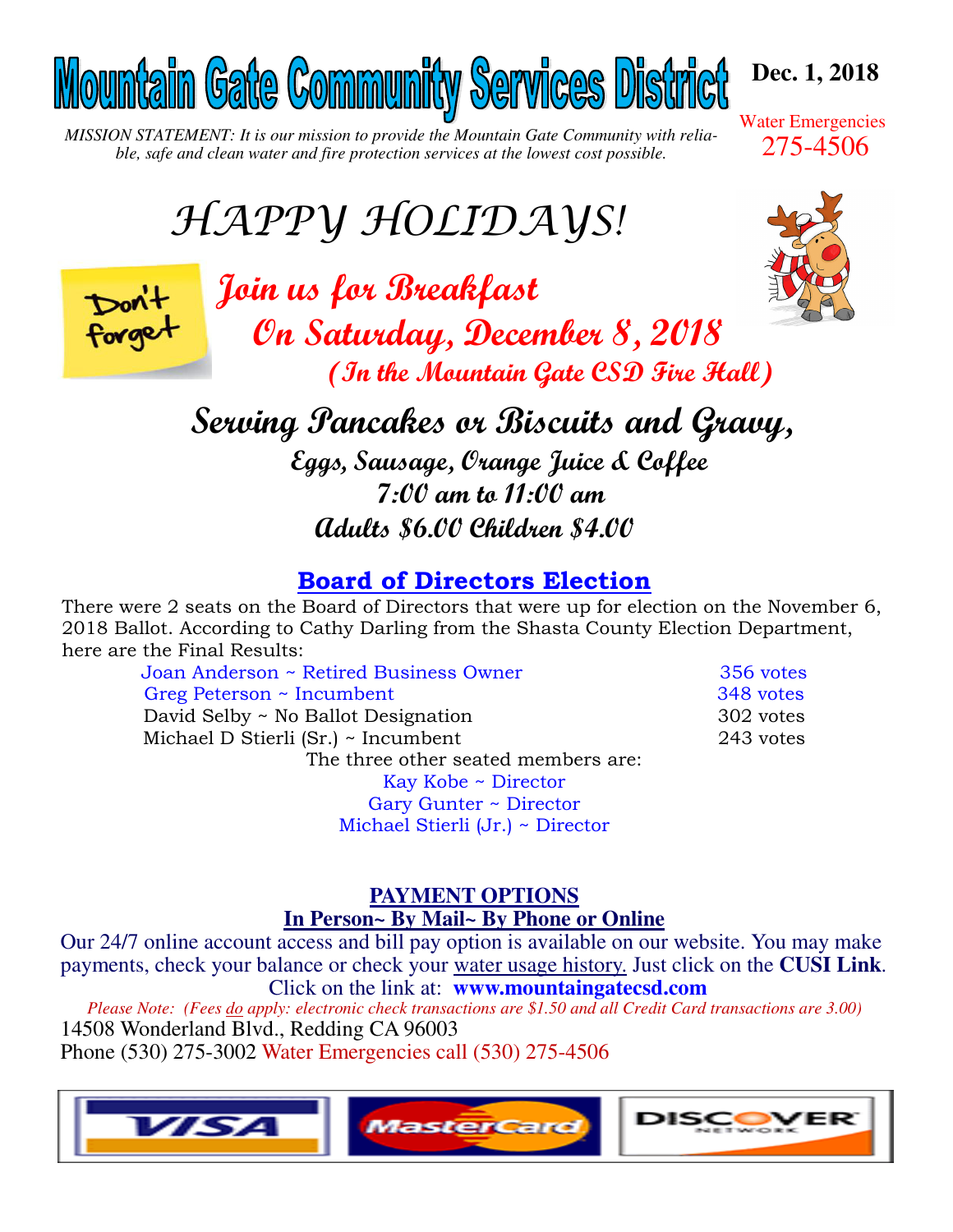# Mountain Gate Community Services District

**Dec. 1, 2018**

*MISSION STATEMENT: It is our mission to provide the Mountain Gate Community with reliable, safe and clean water and fire protection services at the lowest cost possible.*

Water Emergencies 275-4506

# HAPPY HOLIDAYS!

Don't forget

## Join us for Breakfast

## On Saturday, December 8, 2018

**(In the Mountain Gate CSD Fire Hall)**

## Serving Pancakes or Biscuits and Gravy,

**Eggs, Sausage, Orange Juice & Coffee**

**7:00 am to 11:00 am**

**Adults $6.00 Children $4.00**

## Board of Directors Election

There were 2 seats on the Board of Directors that were up for election on the November 6, 2018 Ballot. According to Cathy Darling from the Shasta County Election Department, here are the Final Results:

| Candidate | Votes |
|---|---|
| Joan Anderson ~ Retired Business Owner | 356 votes |
| Greg Peterson ~ Incumbent | 348 votes |
| David Selby ~ No Ballot Designation | 302 votes |
| Michael D Stierli (Sr.) ~ Incumbent | 243 votes |

The three other seated members are:

Kay Kobe ~ Director
Gary Gunter ~ Director
Michael Stierli (Jr.) ~ Director

## PAYMENT OPTIONS

**In Person~ By Mail~ By Phone or Online**

Our 24/7 online account access and bill pay option is available on our website. You may make payments, check your balance or check your water usage history. Just click on the **CUSI Link**.
Click on the link at: **www.mountaingatecsd.com**

*Please Note: (Fees do apply: electronic check transactions are $1.50 and all Credit Card transactions are 3.00)*

14508 Wonderland Blvd., Redding CA 96003
Phone (530) 275-3002 Water Emergencies call (530) 275-4506

VISA MasterCard DISCOVER NETWORK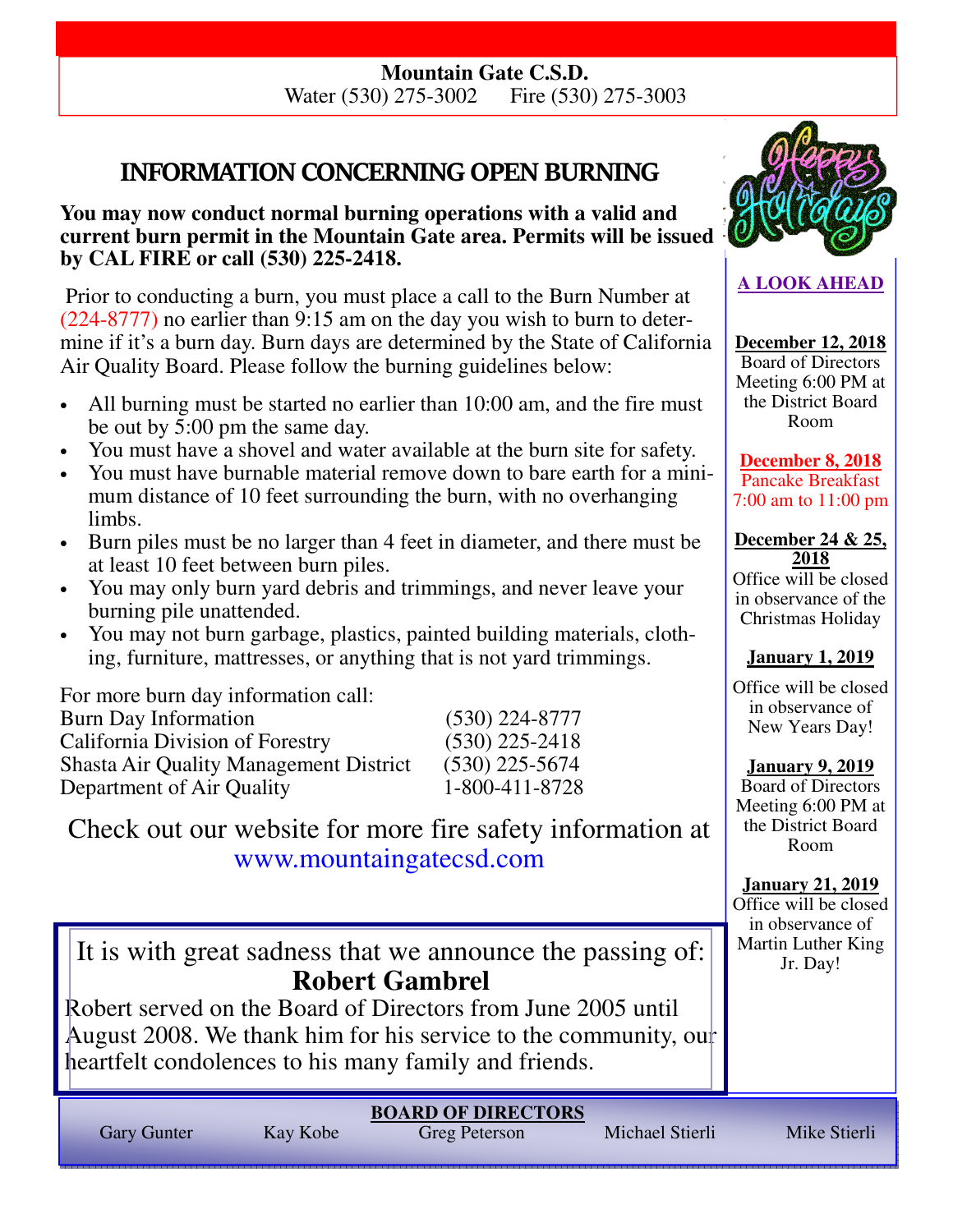**Mountain Gate C.S.D.**
Water (530) 275-3002 Fire (530) 275-3003

## INFORMATION CONCERNING OPEN BURNING

**You may now conduct normal burning operations with a valid and current burn permit in the Mountain Gate area. Permits will be issued by CAL FIRE or call (530) 225-2418.**

Prior to conducting a burn, you must place a call to the Burn Number at (224-8777) no earlier than 9:15 am on the day you wish to burn to determine if it's a burn day. Burn days are determined by the State of California Air Quality Board. Please follow the burning guidelines below:

- All burning must be started no earlier than 10:00 am, and the fire must be out by 5:00 pm the same day.
- You must have a shovel and water available at the burn site for safety.
- You must have burnable material remove down to bare earth for a minimum distance of 10 feet surrounding the burn, with no overhanging limbs.
- Burn piles must be no larger than 4 feet in diameter, and there must be at least 10 feet between burn piles.
- You may only burn yard debris and trimmings, and never leave your burning pile unattended.
- You may not burn garbage, plastics, painted building materials, clothing, furniture, mattresses, or anything that is not yard trimmings.

For more burn day information call:

| | |
|---|---|
| Burn Day Information | (530) 224-8777 |
| California Division of Forestry | (530) 225-2418 |
| Shasta Air Quality Management District | (530) 225-5674 |
| Department of Air Quality | 1-800-411-8728 |

Check out our website for more fire safety information at www.mountaingatecsd.com

It is with great sadness that we announce the passing of:
**Robert Gambrel**
Robert served on the Board of Directors from June 2005 until August 2008. We thank him for his service to the community, our heartfelt condolences to his many family and friends.

Happy Holidays

**A LOOK AHEAD**

**December 12, 2018**
Board of Directors Meeting 6:00 PM at the District Board Room

**December 8, 2018**
Pancake Breakfast 7:00 am to 11:00 pm

**December 24 & 25, 2018**
Office will be closed in observance of the Christmas Holiday

**January 1, 2019**
Office will be closed in observance of New Years Day!

**January 9, 2019**
Board of Directors Meeting 6:00 PM at the District Board Room

**January 21, 2019**
Office will be closed in observance of Martin Luther King Jr. Day!

**BOARD OF DIRECTORS**
Gary Gunter · Kay Kobe · Greg Peterson · Michael Stierli · Mike Stierli